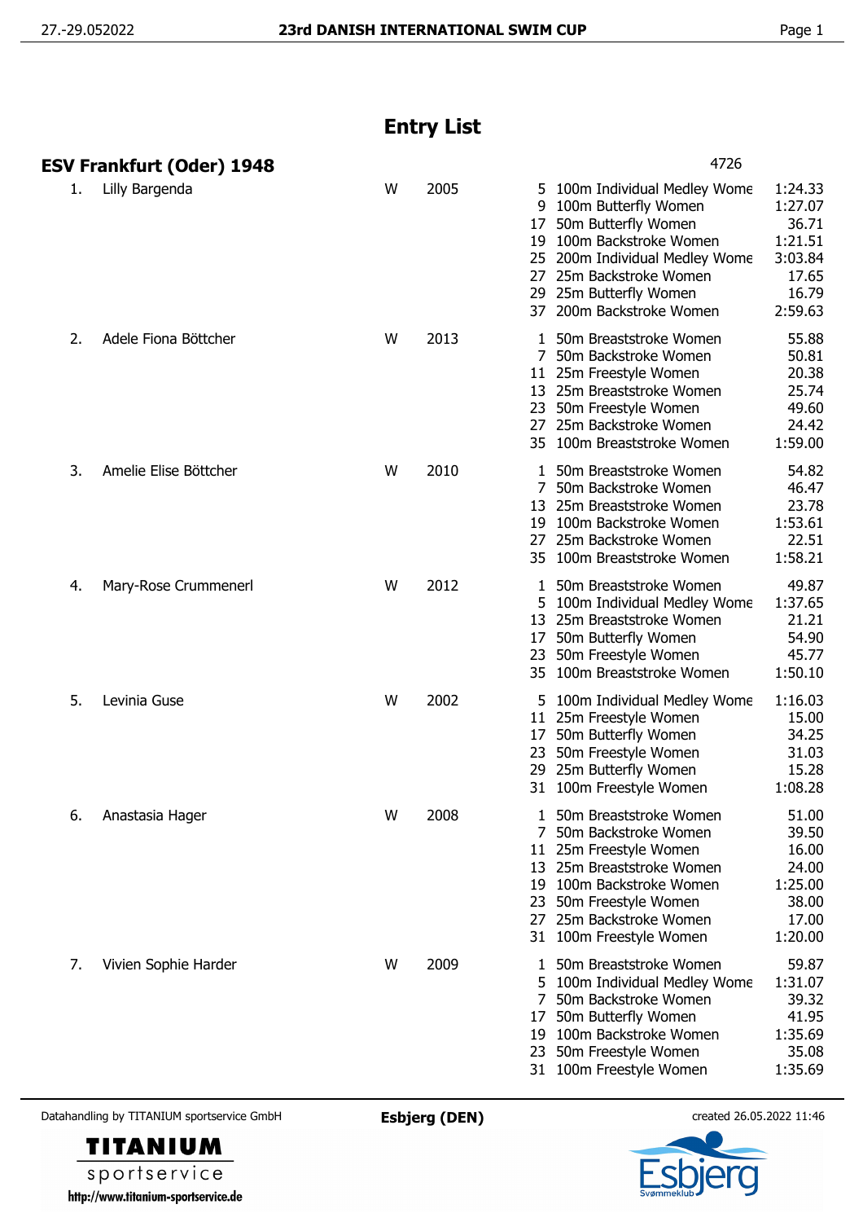# Entry List

## ESV Frankfurt (Oder) 1948

4726

| No. | Name | Sex | Year | Event | Discipline | Time |
|---|---|---|---|---|---|---|
| 1. | Lilly Bargenda | W | 2005 | 5 | 100m Individual Medley Wome | 1:24.33 |
| | | | | 9 | 100m Butterfly Women | 1:27.07 |
| | | | | 17 | 50m Butterfly Women | 36.71 |
| | | | | 19 | 100m Backstroke Women | 1:21.51 |
| | | | | 25 | 200m Individual Medley Wome | 3:03.84 |
| | | | | 27 | 25m Backstroke Women | 17.65 |
| | | | | 29 | 25m Butterfly Women | 16.79 |
| | | | | 37 | 200m Backstroke Women | 2:59.63 |
| 2. | Adele Fiona Böttcher | W | 2013 | 1 | 50m Breaststroke Women | 55.88 |
| | | | | 7 | 50m Backstroke Women | 50.81 |
| | | | | 11 | 25m Freestyle Women | 20.38 |
| | | | | 13 | 25m Breaststroke Women | 25.74 |
| | | | | 23 | 50m Freestyle Women | 49.60 |
| | | | | 27 | 25m Backstroke Women | 24.42 |
| | | | | 35 | 100m Breaststroke Women | 1:59.00 |
| 3. | Amelie Elise Böttcher | W | 2010 | 1 | 50m Breaststroke Women | 54.82 |
| | | | | 7 | 50m Backstroke Women | 46.47 |
| | | | | 13 | 25m Breaststroke Women | 23.78 |
| | | | | 19 | 100m Backstroke Women | 1:53.61 |
| | | | | 27 | 25m Backstroke Women | 22.51 |
| | | | | 35 | 100m Breaststroke Women | 1:58.21 |
| 4. | Mary-Rose Crummenerl | W | 2012 | 1 | 50m Breaststroke Women | 49.87 |
| | | | | 5 | 100m Individual Medley Wome | 1:37.65 |
| | | | | 13 | 25m Breaststroke Women | 21.21 |
| | | | | 17 | 50m Butterfly Women | 54.90 |
| | | | | 23 | 50m Freestyle Women | 45.77 |
| | | | | 35 | 100m Breaststroke Women | 1:50.10 |
| 5. | Levinia Guse | W | 2002 | 5 | 100m Individual Medley Wome | 1:16.03 |
| | | | | 11 | 25m Freestyle Women | 15.00 |
| | | | | 17 | 50m Butterfly Women | 34.25 |
| | | | | 23 | 50m Freestyle Women | 31.03 |
| | | | | 29 | 25m Butterfly Women | 15.28 |
| | | | | 31 | 100m Freestyle Women | 1:08.28 |
| 6. | Anastasia Hager | W | 2008 | 1 | 50m Breaststroke Women | 51.00 |
| | | | | 7 | 50m Backstroke Women | 39.50 |
| | | | | 11 | 25m Freestyle Women | 16.00 |
| | | | | 13 | 25m Breaststroke Women | 24.00 |
| | | | | 19 | 100m Backstroke Women | 1:25.00 |
| | | | | 23 | 50m Freestyle Women | 38.00 |
| | | | | 27 | 25m Backstroke Women | 17.00 |
| | | | | 31 | 100m Freestyle Women | 1:20.00 |
| 7. | Vivien Sophie Harder | W | 2009 | 1 | 50m Breaststroke Women | 59.87 |
| | | | | 5 | 100m Individual Medley Wome | 1:31.07 |
| | | | | 7 | 50m Backstroke Women | 39.32 |
| | | | | 17 | 50m Butterfly Women | 41.95 |
| | | | | 19 | 100m Backstroke Women | 1:35.69 |
| | | | | 23 | 50m Freestyle Women | 35.08 |
| | | | | 31 | 100m Freestyle Women | 1:35.69 |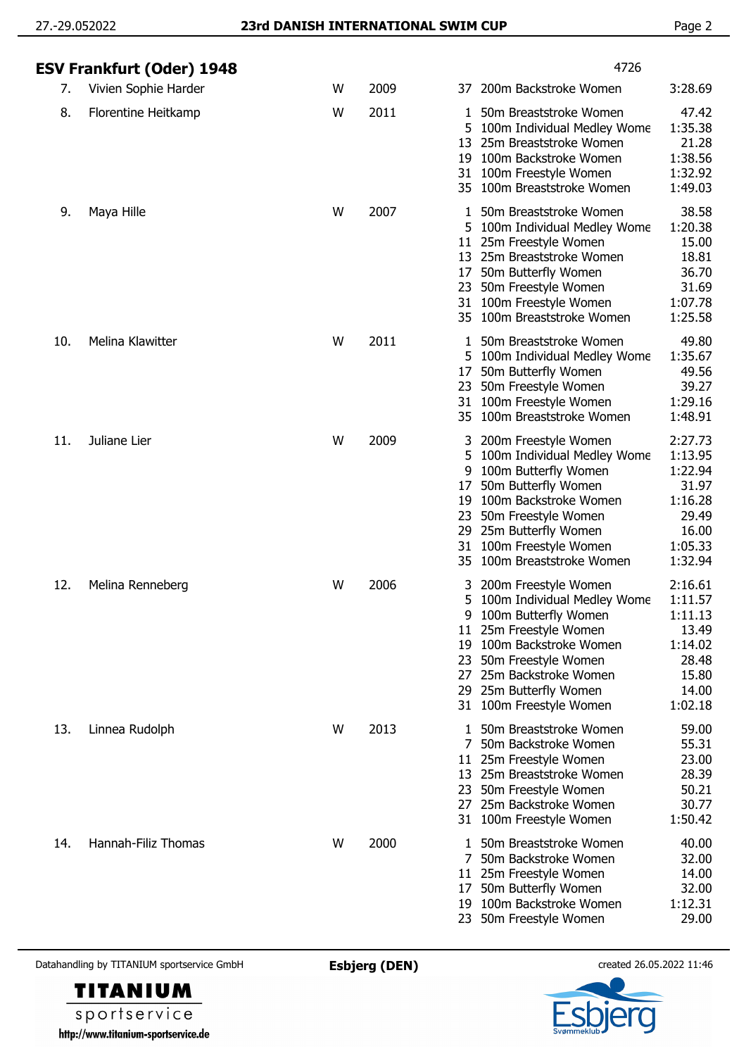## ESV Frankfurt (Oder) 1948

4726

| No. | Name | Gender | Year | Event No. | Event | Time |
|---|---|---|---|---|---|---|
| 7. | Vivien Sophie Harder | W | 2009 | 37 | 200m Backstroke Women | 3:28.69 |
| 8. | Florentine Heitkamp | W | 2011 | 1 | 50m Breaststroke Women | 47.42 |
| | | | | 5 | 100m Individual Medley Wome | 1:35.38 |
| | | | | 13 | 25m Breaststroke Women | 21.28 |
| | | | | 19 | 100m Backstroke Women | 1:38.56 |
| | | | | 31 | 100m Freestyle Women | 1:32.92 |
| | | | | 35 | 100m Breaststroke Women | 1:49.03 |
| 9. | Maya Hille | W | 2007 | 1 | 50m Breaststroke Women | 38.58 |
| | | | | 5 | 100m Individual Medley Wome | 1:20.38 |
| | | | | 11 | 25m Freestyle Women | 15.00 |
| | | | | 13 | 25m Breaststroke Women | 18.81 |
| | | | | 17 | 50m Butterfly Women | 36.70 |
| | | | | 23 | 50m Freestyle Women | 31.69 |
| | | | | 31 | 100m Freestyle Women | 1:07.78 |
| | | | | 35 | 100m Breaststroke Women | 1:25.58 |
| 10. | Melina Klawitter | W | 2011 | 1 | 50m Breaststroke Women | 49.80 |
| | | | | 5 | 100m Individual Medley Wome | 1:35.67 |
| | | | | 17 | 50m Butterfly Women | 49.56 |
| | | | | 23 | 50m Freestyle Women | 39.27 |
| | | | | 31 | 100m Freestyle Women | 1:29.16 |
| | | | | 35 | 100m Breaststroke Women | 1:48.91 |
| 11. | Juliane Lier | W | 2009 | 3 | 200m Freestyle Women | 2:27.73 |
| | | | | 5 | 100m Individual Medley Wome | 1:13.95 |
| | | | | 9 | 100m Butterfly Women | 1:22.94 |
| | | | | 17 | 50m Butterfly Women | 31.97 |
| | | | | 19 | 100m Backstroke Women | 1:16.28 |
| | | | | 23 | 50m Freestyle Women | 29.49 |
| | | | | 29 | 25m Butterfly Women | 16.00 |
| | | | | 31 | 100m Freestyle Women | 1:05.33 |
| | | | | 35 | 100m Breaststroke Women | 1:32.94 |
| 12. | Melina Renneberg | W | 2006 | 3 | 200m Freestyle Women | 2:16.61 |
| | | | | 5 | 100m Individual Medley Wome | 1:11.57 |
| | | | | 9 | 100m Butterfly Women | 1:11.13 |
| | | | | 11 | 25m Freestyle Women | 13.49 |
| | | | | 19 | 100m Backstroke Women | 1:14.02 |
| | | | | 23 | 50m Freestyle Women | 28.48 |
| | | | | 27 | 25m Backstroke Women | 15.80 |
| | | | | 29 | 25m Butterfly Women | 14.00 |
| | | | | 31 | 100m Freestyle Women | 1:02.18 |
| 13. | Linnea Rudolph | W | 2013 | 1 | 50m Breaststroke Women | 59.00 |
| | | | | 7 | 50m Backstroke Women | 55.31 |
| | | | | 11 | 25m Freestyle Women | 23.00 |
| | | | | 13 | 25m Breaststroke Women | 28.39 |
| | | | | 23 | 50m Freestyle Women | 50.21 |
| | | | | 27 | 25m Backstroke Women | 30.77 |
| | | | | 31 | 100m Freestyle Women | 1:50.42 |
| 14. | Hannah-Filiz Thomas | W | 2000 | 1 | 50m Breaststroke Women | 40.00 |
| | | | | 7 | 50m Backstroke Women | 32.00 |
| | | | | 11 | 25m Freestyle Women | 14.00 |
| | | | | 17 | 50m Butterfly Women | 32.00 |
| | | | | 19 | 100m Backstroke Women | 1:12.31 |
| | | | | 23 | 50m Freestyle Women | 29.00 |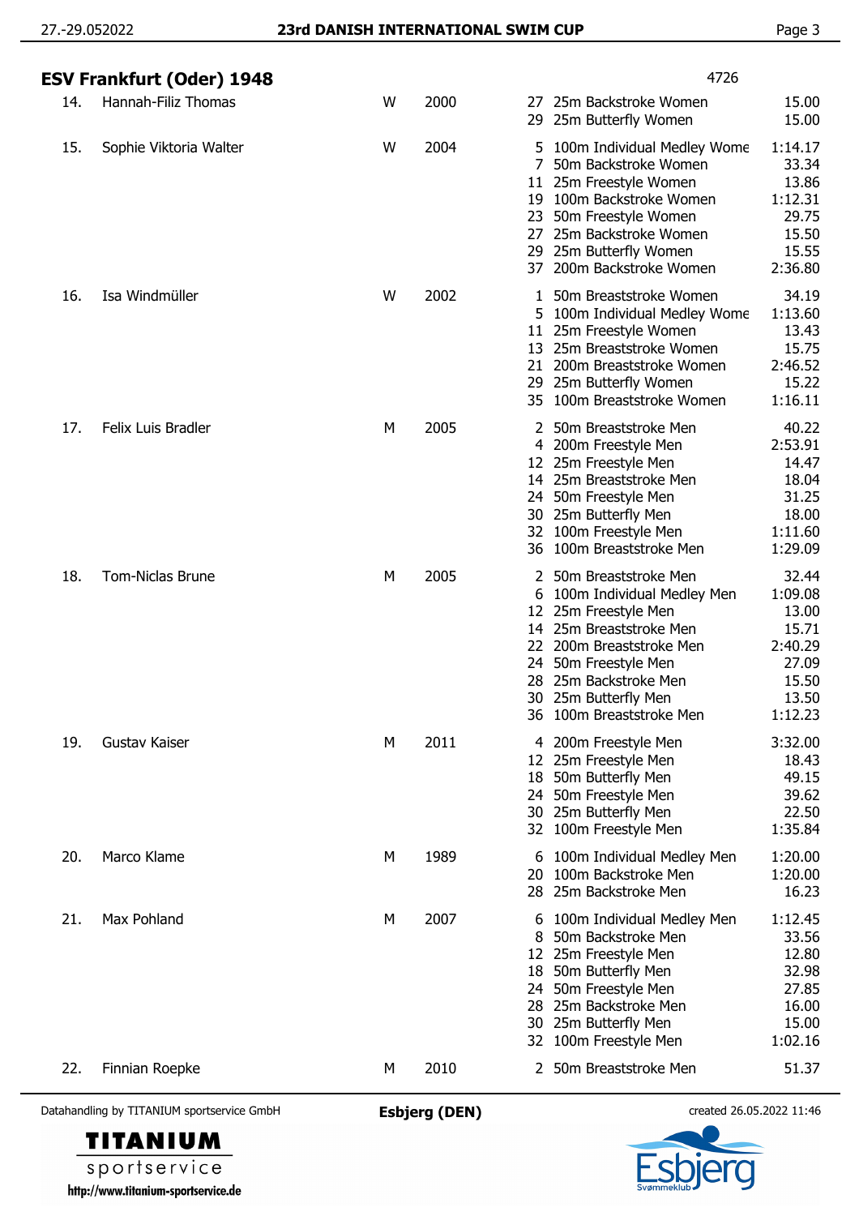## ESV Frankfurt (Oder) 1948

4726

| No. | Name | Gender | Year | Event No. | Event | Entry Time |
|---|---|---|---|---|---|---|
| 14. | Hannah-Filiz Thomas | W | 2000 | 27 | 25m Backstroke Women | 15.00 |
| | | | | 29 | 25m Butterfly Women | 15.00 |
| 15. | Sophie Viktoria Walter | W | 2004 | 5 | 100m Individual Medley Wome | 1:14.17 |
| | | | | 7 | 50m Backstroke Women | 33.34 |
| | | | | 11 | 25m Freestyle Women | 13.86 |
| | | | | 19 | 100m Backstroke Women | 1:12.31 |
| | | | | 23 | 50m Freestyle Women | 29.75 |
| | | | | 27 | 25m Backstroke Women | 15.50 |
| | | | | 29 | 25m Butterfly Women | 15.55 |
| | | | | 37 | 200m Backstroke Women | 2:36.80 |
| 16. | Isa Windmüller | W | 2002 | 1 | 50m Breaststroke Women | 34.19 |
| | | | | 5 | 100m Individual Medley Wome | 1:13.60 |
| | | | | 11 | 25m Freestyle Women | 13.43 |
| | | | | 13 | 25m Breaststroke Women | 15.75 |
| | | | | 21 | 200m Breaststroke Women | 2:46.52 |
| | | | | 29 | 25m Butterfly Women | 15.22 |
| | | | | 35 | 100m Breaststroke Women | 1:16.11 |
| 17. | Felix Luis Bradler | M | 2005 | 2 | 50m Breaststroke Men | 40.22 |
| | | | | 4 | 200m Freestyle Men | 2:53.91 |
| | | | | 12 | 25m Freestyle Men | 14.47 |
| | | | | 14 | 25m Breaststroke Men | 18.04 |
| | | | | 24 | 50m Freestyle Men | 31.25 |
| | | | | 30 | 25m Butterfly Men | 18.00 |
| | | | | 32 | 100m Freestyle Men | 1:11.60 |
| | | | | 36 | 100m Breaststroke Men | 1:29.09 |
| 18. | Tom-Niclas Brune | M | 2005 | 2 | 50m Breaststroke Men | 32.44 |
| | | | | 6 | 100m Individual Medley Men | 1:09.08 |
| | | | | 12 | 25m Freestyle Men | 13.00 |
| | | | | 14 | 25m Breaststroke Men | 15.71 |
| | | | | 22 | 200m Breaststroke Men | 2:40.29 |
| | | | | 24 | 50m Freestyle Men | 27.09 |
| | | | | 28 | 25m Backstroke Men | 15.50 |
| | | | | 30 | 25m Butterfly Men | 13.50 |
| | | | | 36 | 100m Breaststroke Men | 1:12.23 |
| 19. | Gustav Kaiser | M | 2011 | 4 | 200m Freestyle Men | 3:32.00 |
| | | | | 12 | 25m Freestyle Men | 18.43 |
| | | | | 18 | 50m Butterfly Men | 49.15 |
| | | | | 24 | 50m Freestyle Men | 39.62 |
| | | | | 30 | 25m Butterfly Men | 22.50 |
| | | | | 32 | 100m Freestyle Men | 1:35.84 |
| 20. | Marco Klame | M | 1989 | 6 | 100m Individual Medley Men | 1:20.00 |
| | | | | 20 | 100m Backstroke Men | 1:20.00 |
| | | | | 28 | 25m Backstroke Men | 16.23 |
| 21. | Max Pohland | M | 2007 | 6 | 100m Individual Medley Men | 1:12.45 |
| | | | | 8 | 50m Backstroke Men | 33.56 |
| | | | | 12 | 25m Freestyle Men | 12.80 |
| | | | | 18 | 50m Butterfly Men | 32.98 |
| | | | | 24 | 50m Freestyle Men | 27.85 |
| | | | | 28 | 25m Backstroke Men | 16.00 |
| | | | | 30 | 25m Butterfly Men | 15.00 |
| | | | | 32 | 100m Freestyle Men | 1:02.16 |
| 22. | Finnian Roepke | M | 2010 | 2 | 50m Breaststroke Men | 51.37 |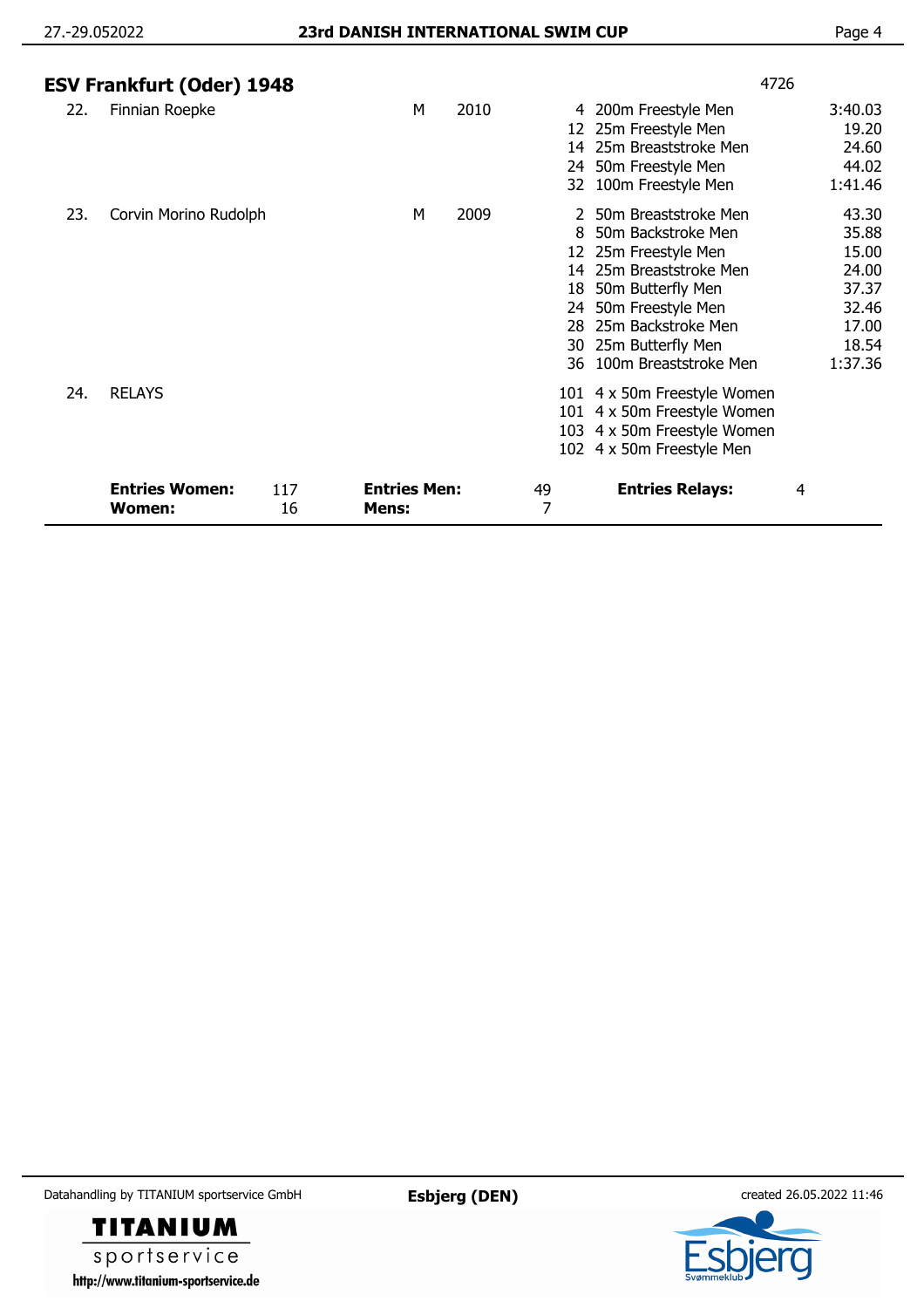## ESV Frankfurt (Oder) 1948

4726

| | | | | | | |
|---|---|---|---|---|---|---|
| 22. | Finnian Roepke | M | 2010 | 4 | 200m Freestyle Men | 3:40.03 |
| | | | | 12 | 25m Freestyle Men | 19.20 |
| | | | | 14 | 25m Breaststroke Men | 24.60 |
| | | | | 24 | 50m Freestyle Men | 44.02 |
| | | | | 32 | 100m Freestyle Men | 1:41.46 |
| 23. | Corvin Morino Rudolph | M | 2009 | 2 | 50m Breaststroke Men | 43.30 |
| | | | | 8 | 50m Backstroke Men | 35.88 |
| | | | | 12 | 25m Freestyle Men | 15.00 |
| | | | | 14 | 25m Breaststroke Men | 24.00 |
| | | | | 18 | 50m Butterfly Men | 37.37 |
| | | | | 24 | 50m Freestyle Men | 32.46 |
| | | | | 28 | 25m Backstroke Men | 17.00 |
| | | | | 30 | 25m Butterfly Men | 18.54 |
| | | | | 36 | 100m Breaststroke Men | 1:37.36 |
| 24. | RELAYS | | | 101 | 4 x 50m Freestyle Women | |
| | | | | 101 | 4 x 50m Freestyle Women | |
| | | | | 103 | 4 x 50m Freestyle Women | |
| | | | | 102 | 4 x 50m Freestyle Men | |

| | | | | | |
|---|---|---|---|---|---|
| **Entries Women:** | 117 | **Entries Men:** | 49 | **Entries Relays:** | 4 |
| **Women:** | 16 | **Mens:** | 7 | | |